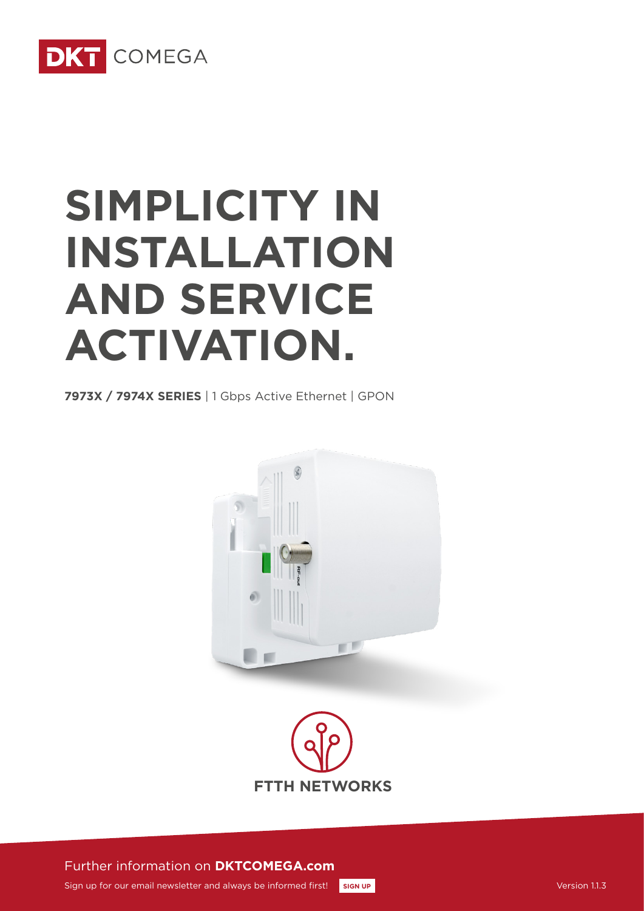DKT COMEGA

# SIMPLICITY IN INSTALLATION AND SERVICE ACTIVATION.

**7973X / 7974X SERIES** | 1 Gbps Active Ethernet | GPON

FTTH NETWORKS

Further information on **DKTCOMEGA.com**

Sign up for our email newsletter and always be informed first! **SIGN UP**

Version 1.1.3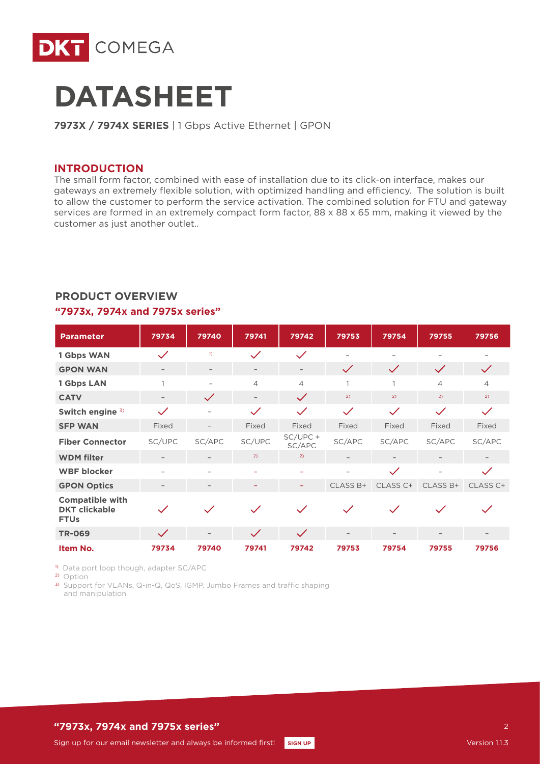# DATASHEET

**7973X / 7974X SERIES** | 1 Gbps Active Ethernet | GPON

## INTRODUCTION

The small form factor, combined with ease of installation due to its click-on interface, makes our gateways an extremely flexible solution, with optimized handling and efficiency. The solution is built to allow the customer to perform the service activation. The combined solution for FTU and gateway services are formed in an extremely compact form factor, 88 x 88 x 65 mm, making it viewed by the customer as just another outlet..

## PRODUCT OVERVIEW

### "7973x, 7974x and 7975x series"

| Parameter | 79734 | 79740 | 79741 | 79742 | 79753 | 79754 | 79755 | 79756 |
|---|---|---|---|---|---|---|---|---|
| **1 Gbps WAN** | ✓ | [1] | ✓ | ✓ | – | – | – | – |
| **GPON WAN** | – | – | – | – | ✓ | ✓ | ✓ | ✓ |
| **1 Gbps LAN** | 1 | – | 4 | 4 | 1 | 1 | 4 | 4 |
| **CATV** | – | ✓ | – | ✓ | [2] | [2] | [2] | [2] |
| **Switch engine** [3] | ✓ | – | ✓ | ✓ | ✓ | ✓ | ✓ | ✓ |
| **SFP WAN** | Fixed | – | Fixed | Fixed | Fixed | Fixed | Fixed | Fixed |
| **Fiber Connector** | SC/UPC | SC/APC | SC/UPC | SC/UPC + SC/APC | SC/APC | SC/APC | SC/APC | SC/APC |
| **WDM filter** | – | – | [2] | [2] | – | – | – | – |
| **WBF blocker** | – | – | – | – | – | ✓ | – | ✓ |
| **GPON Optics** | – | – | – | – | CLASS B+ | CLASS C+ | CLASS B+ | CLASS C+ |
| **Compatible with DKT clickable FTUs** | ✓ | ✓ | ✓ | ✓ | ✓ | ✓ | ✓ | ✓ |
| **TR-069** | ✓ | – | ✓ | ✓ | – | – | – | – |
| **Item No.** | **79734** | **79740** | **79741** | **79742** | **79753** | **79754** | **79755** | **79756** |

[1] Data port loop though, adapter SC/APC
[2] Option
[3] Support for VLANs, Q-in-Q, QoS, IGMP, Jumbo Frames and traffic shaping and manipulation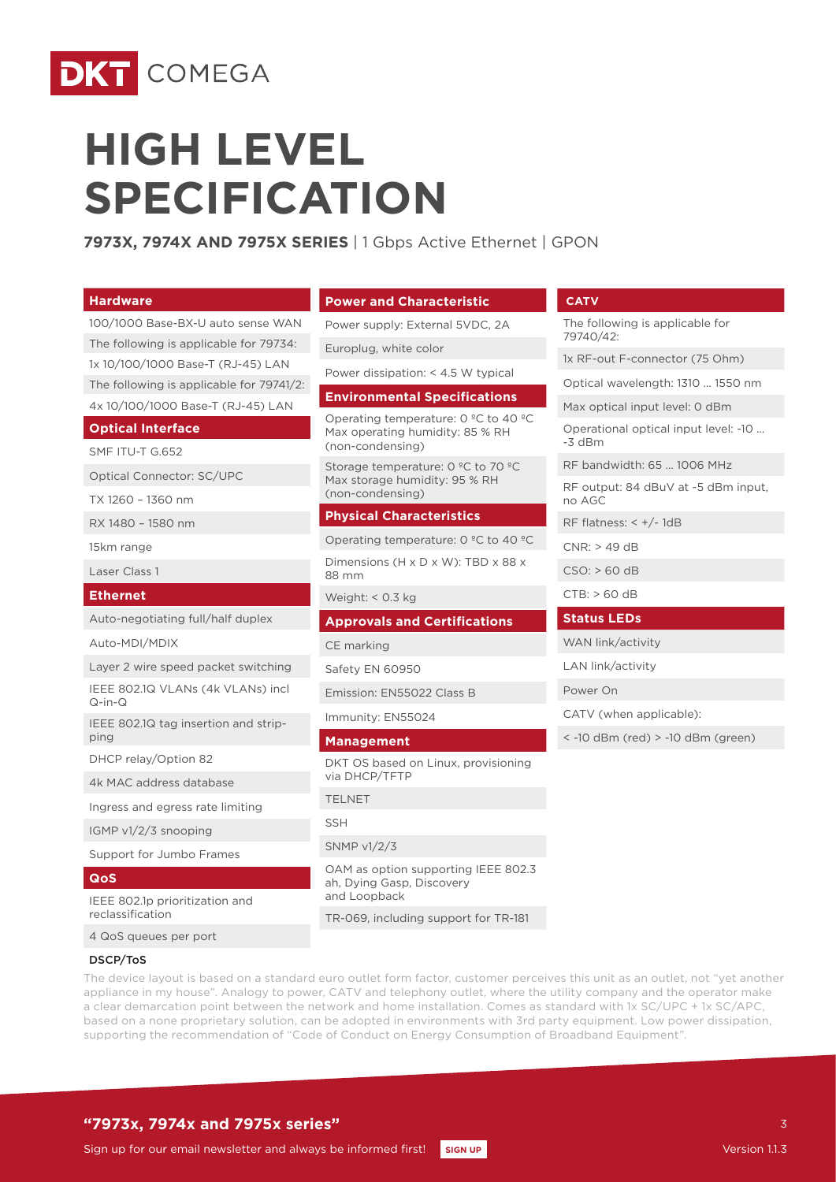# HIGH LEVEL SPECIFICATION

**7973X, 7974X AND 7975X SERIES** | 1 Gbps Active Ethernet | GPON

### Hardware

- 100/1000 Base-BX-U auto sense WAN
- The following is applicable for 79734:
- 1x 10/100/1000 Base-T (RJ-45) LAN
- The following is applicable for 79741/2:
- 4x 10/100/1000 Base-T (RJ-45) LAN

### Optical Interface

- SMF ITU-T G.652
- Optical Connector: SC/UPC
- TX 1260 – 1360 nm
- RX 1480 – 1580 nm
- 15km range
- Laser Class 1

### Ethernet

- Auto-negotiating full/half duplex
- Auto-MDI/MDIX
- Layer 2 wire speed packet switching
- IEEE 802.1Q VLANs (4k VLANs) incl Q-in-Q
- IEEE 802.1Q tag insertion and stripping
- DHCP relay/Option 82
- 4k MAC address database
- Ingress and egress rate limiting
- IGMP v1/2/3 snooping
- Support for Jumbo Frames

### QoS

- IEEE 802.1p prioritization and reclassification
- 4 QoS queues per port
- DSCP/ToS

### Power and Characteristic

- Power supply: External 5VDC, 2A
- Europlug, white color
- Power dissipation: < 4.5 W typical

### Environmental Specifications

- Operating temperature: 0 ºC to 40 ºC Max operating humidity: 85 % RH (non-condensing)
- Storage temperature: 0 ºC to 70 ºC Max storage humidity: 95 % RH (non-condensing)

### Physical Characteristics

- Operating temperature: 0 ºC to 40 ºC
- Dimensions (H x D x W): TBD x 88 x 88 mm
- Weight: < 0.3 kg

### Approvals and Certifications

- CE marking
- Safety EN 60950
- Emission: EN55022 Class B
- Immunity: EN55024

### Management

- DKT OS based on Linux, provisioning via DHCP/TFTP
- TELNET
- SSH
- SNMP v1/2/3
- OAM as option supporting IEEE 802.3 ah, Dying Gasp, Discovery and Loopback
- TR-069, including support for TR-181

### CATV

- The following is applicable for 79740/42:
- 1x RF-out F-connector (75 Ohm)
- Optical wavelength: 1310 ... 1550 nm
- Max optical input level: 0 dBm
- Operational optical input level: -10 ... -3 dBm
- RF bandwidth: 65 ... 1006 MHz
- RF output: 84 dBuV at -5 dBm input, no AGC
- RF flatness: < +/- 1dB
- CNR: > 49 dB
- CSO: > 60 dB
- CTB: > 60 dB

### Status LEDs

- WAN link/activity
- LAN link/activity
- Power On
- CATV (when applicable):
- < -10 dBm (red) > -10 dBm (green)

The device layout is based on a standard euro outlet form factor, customer perceives this unit as an outlet, not "yet another appliance in my house". Analogy to power, CATV and telephony outlet, where the utility company and the operator make a clear demarcation point between the network and home installation. Comes as standard with 1x SC/UPC + 1x SC/APC, based on a none proprietary solution, can be adopted in environments with 3rd party equipment. Low power dissipation, supporting the recommendation of "Code of Conduct on Energy Consumption of Broadband Equipment".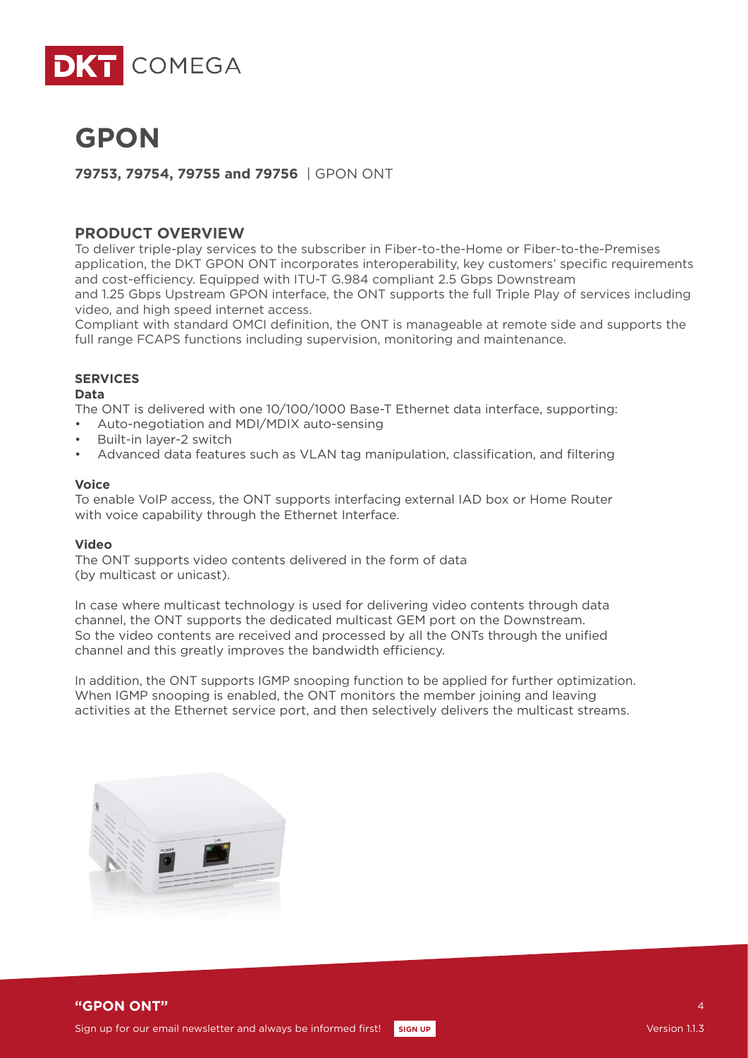# GPON

**79753, 79754, 79755 and 79756** | GPON ONT

## PRODUCT OVERVIEW

To deliver triple-play services to the subscriber in Fiber-to-the-Home or Fiber-to-the-Premises application, the DKT GPON ONT incorporates interoperability, key customers' specific requirements and cost-efficiency. Equipped with ITU-T G.984 compliant 2.5 Gbps Downstream and 1.25 Gbps Upstream GPON interface, the ONT supports the full Triple Play of services including video, and high speed internet access.

Compliant with standard OMCI definition, the ONT is manageable at remote side and supports the full range FCAPS functions including supervision, monitoring and maintenance.

### SERVICES

**Data**

The ONT is delivered with one 10/100/1000 Base-T Ethernet data interface, supporting:

- Auto-negotiation and MDI/MDIX auto-sensing
- Built-in layer-2 switch
- Advanced data features such as VLAN tag manipulation, classification, and filtering

**Voice**

To enable VoIP access, the ONT supports interfacing external IAD box or Home Router with voice capability through the Ethernet Interface.

**Video**

The ONT supports video contents delivered in the form of data (by multicast or unicast).

In case where multicast technology is used for delivering video contents through data channel, the ONT supports the dedicated multicast GEM port on the Downstream. So the video contents are received and processed by all the ONTs through the unified channel and this greatly improves the bandwidth efficiency.

In addition, the ONT supports IGMP snooping function to be applied for further optimization. When IGMP snooping is enabled, the ONT monitors the member joining and leaving activities at the Ethernet service port, and then selectively delivers the multicast streams.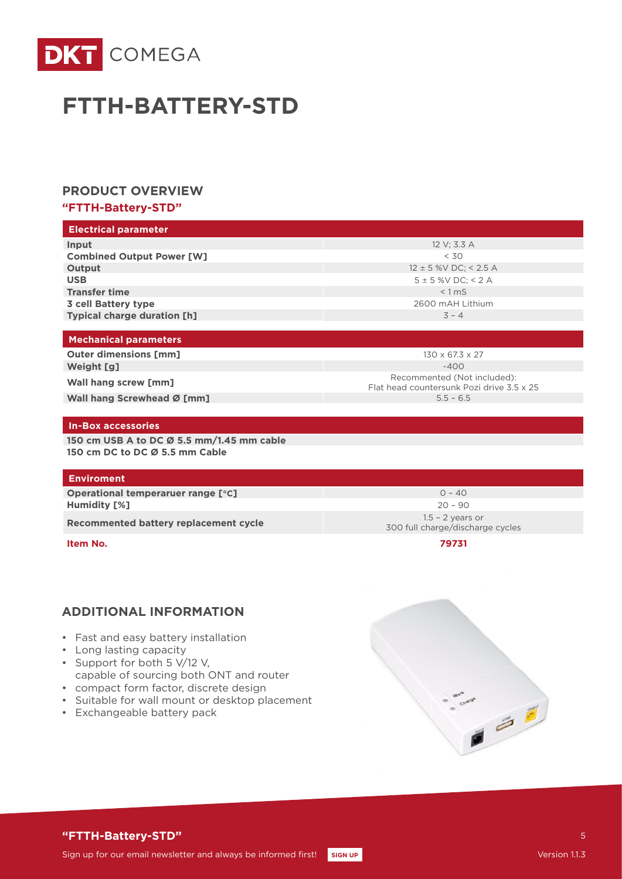DKT COMEGA

# FTTH-BATTERY-STD

## PRODUCT OVERVIEW

**"FTTH-Battery-STD"**

| Electrical parameter | |
|---|---|
| **Input** | 12 V; 3.3 A |
| **Combined Output Power [W]** | < 30 |
| **Output** | 12 ± 5 %V DC; < 2.5 A |
| **USB** | 5 ± 5 %V DC; < 2 A |
| **Transfer time** | < 1 mS |
| **3 cell Battery type** | 2600 mAH Lithium |
| **Typical charge duration [h]** | 3 – 4 |

| Mechanical parameters | |
|---|---|
| **Outer dimensions [mm]** | 130 x 67.3 x 27 |
| **Weight [g]** | ~400 |
| **Wall hang screw [mm]** | Recommented (Not included): Flat head countersunk Pozi drive 3.5 x 25 |
| **Wall hang Screwhead Ø [mm]** | 5.5 – 6.5 |

| In-Box accessories |
|---|
| **150 cm USB A to DC Ø 5.5 mm/1.45 mm cable** |
| **150 cm DC to DC Ø 5.5 mm Cable** |

| Enviroment | |
|---|---|
| **Operational temperaruer range [°C]** | 0 – 40 |
| **Humidity [%]** | 20 – 90 |
| **Recommented battery replacement cycle** | 1.5 – 2 years or 300 full charge/discharge cycles |
| **Item No.** | **79731** |

## ADDITIONAL INFORMATION

- Fast and easy battery installation
- Long lasting capacity
- Support for both 5 V/12 V, capable of sourcing both ONT and router
- compact form factor, discrete design
- Suitable for wall mount or desktop placement
- Exchangeable battery pack

Sign up for our email newsletter and always be informed first! SIGN UP

Version 1.1.3